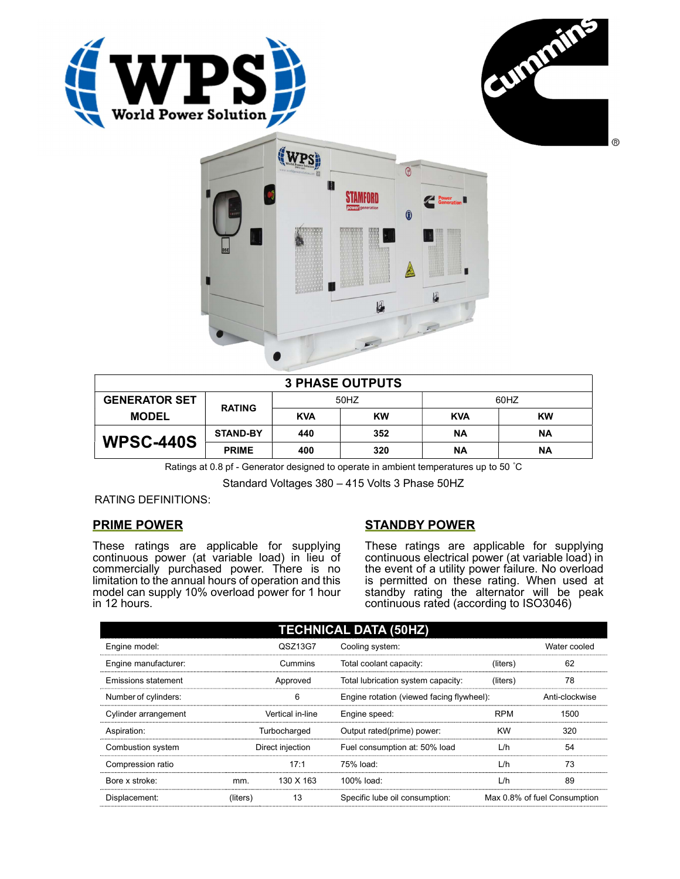WPS World Power Solution

Cummins®

| 3 PHASE OUTPUTS | | | | | |
|---|---|---|---|---|---|
| GENERATOR SET MODEL | RATING | 50HZ | | 60HZ | |
| | | KVA | KW | KVA | KW |
| WPSC-440S | STAND-BY | 440 | 352 | NA | NA |
| | PRIME | 400 | 320 | NA | NA |

Ratings at 0.8 pf - Generator designed to operate in ambient temperatures up to 50 ˚C

Standard Voltages 380 – 415 Volts 3 Phase 50HZ

RATING DEFINITIONS:

## PRIME POWER

These ratings are applicable for supplying continuous power (at variable load) in lieu of commercially purchased power. There is no limitation to the annual hours of operation and this model can supply 10% overload power for 1 hour in 12 hours.

## STANDBY POWER

These ratings are applicable for supplying continuous electrical power (at variable load) in the event of a utility power failure. No overload is permitted on these rating. When used at standby rating the alternator will be peak continuous rated (according to ISO3046)

| TECHNICAL DATA (50HZ) | | | | | |
|---|---|---|---|---|---|
| Engine model: | | QSZ13G7 | Cooling system: | | Water cooled |
| Engine manufacturer: | | Cummins | Total coolant capacity: | (liters) | 62 |
| Emissions statement | | Approved | Total lubrication system capacity: | (liters) | 78 |
| Number of cylinders: | | 6 | Engine rotation (viewed facing flywheel): | | Anti-clockwise |
| Cylinder arrangement | | Vertical in-line | Engine speed: | RPM | 1500 |
| Aspiration: | | Turbocharged | Output rated(prime) power: | KW | 320 |
| Combustion system | | Direct injection | Fuel consumption at: 50% load | L/h | 54 |
| Compression ratio | | 17:1 | 75% load: | L/h | 73 |
| Bore x stroke: | mm. | 130 X 163 | 100% load: | L/h | 89 |
| Displacement: | (liters) | 13 | Specific lube oil consumption: | | Max 0.8% of fuel Consumption |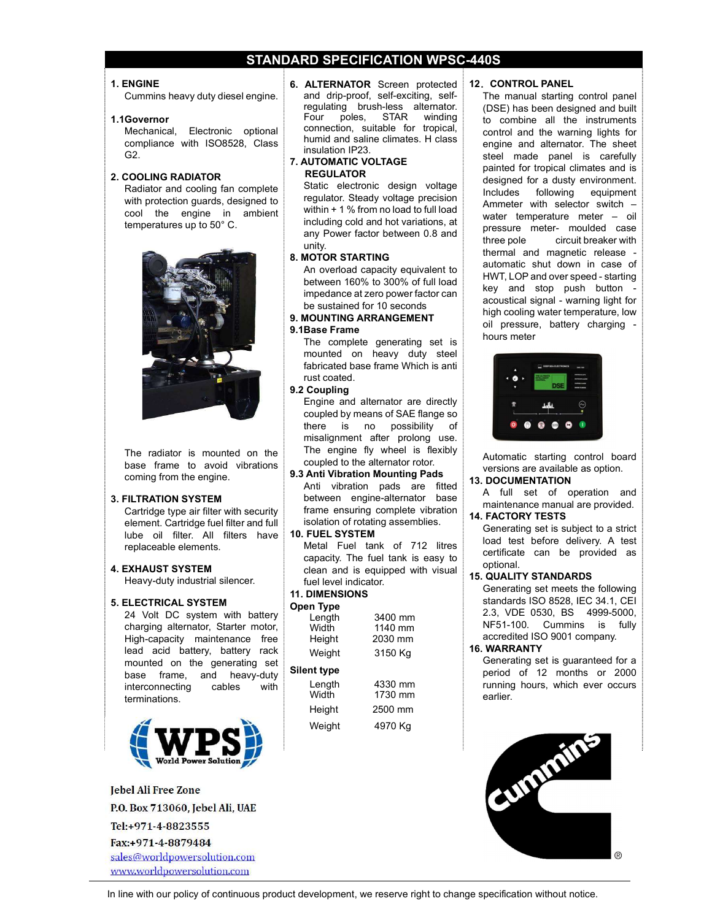# STANDARD SPECIFICATION WPSC-440S

## 1. ENGINE

Cummins heavy duty diesel engine.

### 1.1Governor

Mechanical, Electronic optional compliance with ISO8528, Class G2.

## 2. COOLING RADIATOR

Radiator and cooling fan complete with protection guards, designed to cool the engine in ambient temperatures up to 50° C.

The radiator is mounted on the base frame to avoid vibrations coming from the engine.

## 3. FILTRATION SYSTEM

Cartridge type air filter with security element. Cartridge fuel filter and full lube oil filter. All filters have replaceable elements.

## 4. EXHAUST SYSTEM

Heavy-duty industrial silencer.

## 5. ELECTRICAL SYSTEM

24 Volt DC system with battery charging alternator, Starter motor, High-capacity maintenance free lead acid battery, battery rack mounted on the generating set base frame, and heavy-duty interconnecting cables with terminations.

## 6. ALTERNATOR

Screen protected and drip-proof, self-exciting, self-regulating brush-less alternator. Four poles, STAR winding connection, suitable for tropical, humid and saline climates. H class insulation IP23.

## 7. AUTOMATIC VOLTAGE REGULATOR

Static electronic design voltage regulator. Steady voltage precision within + 1 % from no load to full load including cold and hot variations, at any Power factor between 0.8 and unity.

## 8. MOTOR STARTING

An overload capacity equivalent to between 160% to 300% of full load impedance at zero power factor can be sustained for 10 seconds

## 9. MOUNTING ARRANGEMENT

### 9.1Base Frame

The complete generating set is mounted on heavy duty steel fabricated base frame Which is anti rust coated.

### 9.2 Coupling

Engine and alternator are directly coupled by means of SAE flange so there is no possibility of misalignment after prolong use. The engine fly wheel is flexibly coupled to the alternator rotor.

### 9.3 Anti Vibration Mounting Pads

Anti vibration pads are fitted between engine-alternator base frame ensuring complete vibration isolation of rotating assemblies.

## 10. FUEL SYSTEM

Metal Fuel tank of 712 litres capacity. The fuel tank is easy to clean and is equipped with visual fuel level indicator.

## 11. DIMENSIONS

**Open Type**

| | |
|---|---|
| Length | 3400 mm |
| Width | 1140 mm |
| Height | 2030 mm |
| Weight | 3150 Kg |

**Silent type**

| | |
|---|---|
| Length | 4330 mm |
| Width | 1730 mm |
| Height | 2500 mm |
| Weight | 4970 Kg |

## 12. CONTROL PANEL

The manual starting control panel (DSE) has been designed and built to combine all the instruments control and the warning lights for engine and alternator. The sheet steel made panel is carefully painted for tropical climates and is designed for a dusty environment. Includes following equipment Ammeter with selector switch – water temperature meter – oil pressure meter- moulded case three pole circuit breaker with thermal and magnetic release - automatic shut down in case of HWT, LOP and over speed - starting key and stop push button - acoustical signal - warning light for high cooling water temperature, low oil pressure, battery charging - hours meter

Automatic starting control board versions are available as option.

## 13. DOCUMENTATION

A full set of operation and maintenance manual are provided.

## 14. FACTORY TESTS

Generating set is subject to a strict load test before delivery. A test certificate can be provided as optional.

## 15. QUALITY STANDARDS

Generating set meets the following standards ISO 8528, IEC 34.1, CEI 2.3, VDE 0530, BS 4999-5000, NF51-100. Cummins is fully accredited ISO 9001 company.

## 16. WARRANTY

Generating set is guaranteed for a period of 12 months or 2000 running hours, which ever occurs earlier.

WPS World Power Solution

Jebel Ali Free Zone
P.O. Box 713060, Jebel Ali, UAE
Tel:+971-4-8823555
Fax:+971-4-8879484
sales@worldpowersolution.com
www.worldpowersolution.com

Cummins®

In line with our policy of continuous product development, we reserve right to change specification without notice.